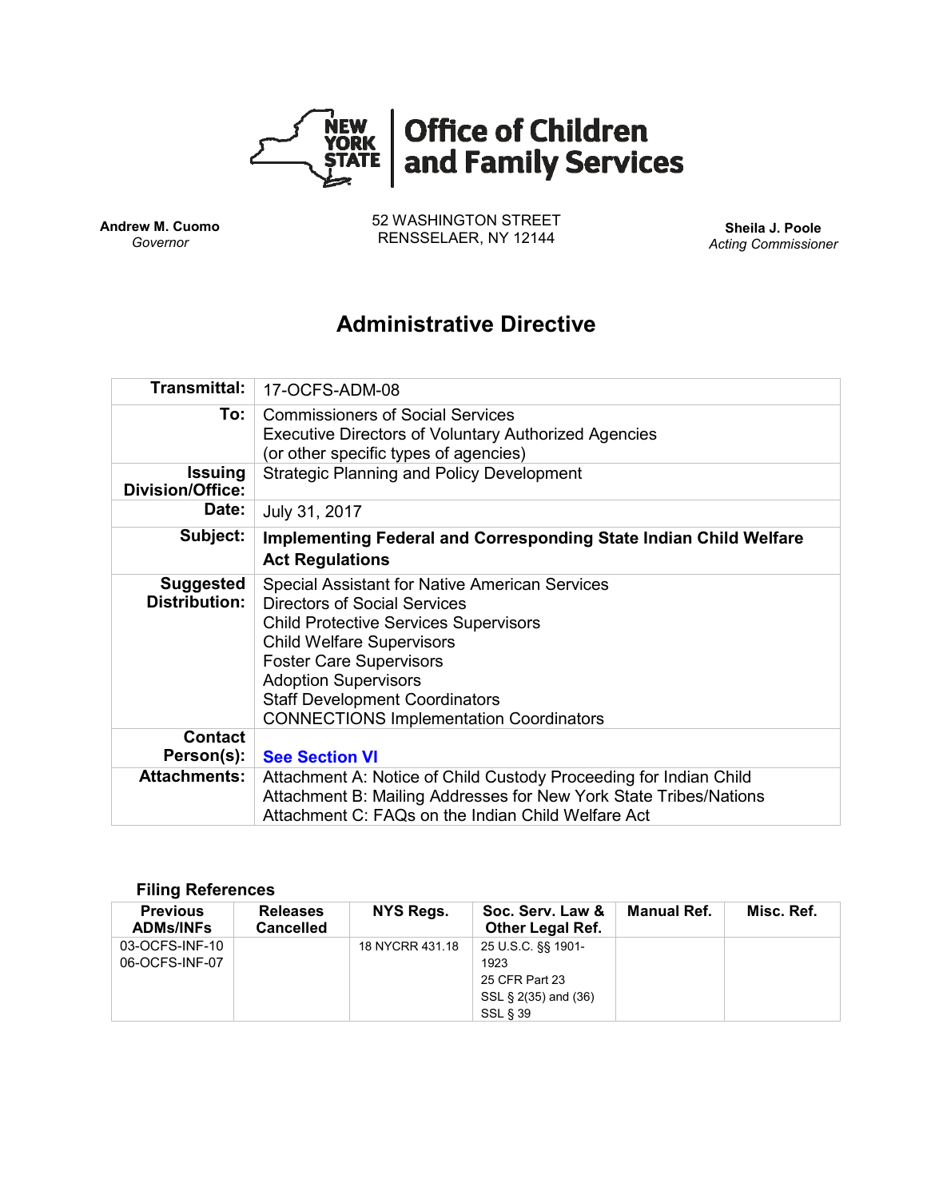# Office of Children and Family Services

**Andrew M. Cuomo**
*Governor*

52 WASHINGTON STREET
RENSSELAER, NY 12144

**Sheila J. Poole**
*Acting Commissioner*

## Administrative Directive

| | |
|---|---|
| **Transmittal:** | 17-OCFS-ADM-08 |
| **To:** | Commissioners of Social Services<br>Executive Directors of Voluntary Authorized Agencies<br>(or other specific types of agencies) |
| **Issuing Division/Office:** | Strategic Planning and Policy Development |
| **Date:** | July 31, 2017 |
| **Subject:** | **Implementing Federal and Corresponding State Indian Child Welfare Act Regulations** |
| **Suggested Distribution:** | Special Assistant for Native American Services<br>Directors of Social Services<br>Child Protective Services Supervisors<br>Child Welfare Supervisors<br>Foster Care Supervisors<br>Adoption Supervisors<br>Staff Development Coordinators<br>CONNECTIONS Implementation Coordinators |
| **Contact Person(s):** | **See Section VI** |
| **Attachments:** | Attachment A: Notice of Child Custody Proceeding for Indian Child<br>Attachment B: Mailing Addresses for New York State Tribes/Nations<br>Attachment C: FAQs on the Indian Child Welfare Act |

### Filing References

| Previous ADMs/INFs | Releases Cancelled | NYS Regs. | Soc. Serv. Law & Other Legal Ref. | Manual Ref. | Misc. Ref. |
|---|---|---|---|---|---|
| 03-OCFS-INF-10<br>06-OCFS-INF-07 | | 18 NYCRR 431.18 | 25 U.S.C. §§ 1901-1923<br>25 CFR Part 23<br>SSL § 2(35) and (36)<br>SSL § 39 | | |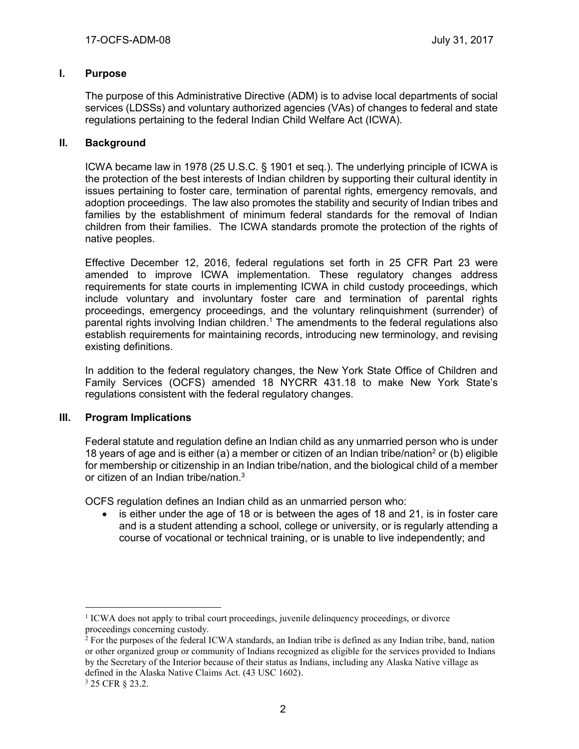## I. Purpose

The purpose of this Administrative Directive (ADM) is to advise local departments of social services (LDSSs) and voluntary authorized agencies (VAs) of changes to federal and state regulations pertaining to the federal Indian Child Welfare Act (ICWA).

## II. Background

ICWA became law in 1978 (25 U.S.C. § 1901 et seq.). The underlying principle of ICWA is the protection of the best interests of Indian children by supporting their cultural identity in issues pertaining to foster care, termination of parental rights, emergency removals, and adoption proceedings. The law also promotes the stability and security of Indian tribes and families by the establishment of minimum federal standards for the removal of Indian children from their families. The ICWA standards promote the protection of the rights of native peoples.

Effective December 12, 2016, federal regulations set forth in 25 CFR Part 23 were amended to improve ICWA implementation. These regulatory changes address requirements for state courts in implementing ICWA in child custody proceedings, which include voluntary and involuntary foster care and termination of parental rights proceedings, emergency proceedings, and the voluntary relinquishment (surrender) of parental rights involving Indian children.[1] The amendments to the federal regulations also establish requirements for maintaining records, introducing new terminology, and revising existing definitions.

In addition to the federal regulatory changes, the New York State Office of Children and Family Services (OCFS) amended 18 NYCRR 431.18 to make New York State's regulations consistent with the federal regulatory changes.

## III. Program Implications

Federal statute and regulation define an Indian child as any unmarried person who is under 18 years of age and is either (a) a member or citizen of an Indian tribe/nation[2] or (b) eligible for membership or citizenship in an Indian tribe/nation, and the biological child of a member or citizen of an Indian tribe/nation.[3]

OCFS regulation defines an Indian child as an unmarried person who:

- is either under the age of 18 or is between the ages of 18 and 21, is in foster care and is a student attending a school, college or university, or is regularly attending a course of vocational or technical training, or is unable to live independently; and

---

[1] ICWA does not apply to tribal court proceedings, juvenile delinquency proceedings, or divorce proceedings concerning custody.

[2] For the purposes of the federal ICWA standards, an Indian tribe is defined as any Indian tribe, band, nation or other organized group or community of Indians recognized as eligible for the services provided to Indians by the Secretary of the Interior because of their status as Indians, including any Alaska Native village as defined in the Alaska Native Claims Act. (43 USC 1602).

[3] 25 CFR § 23.2.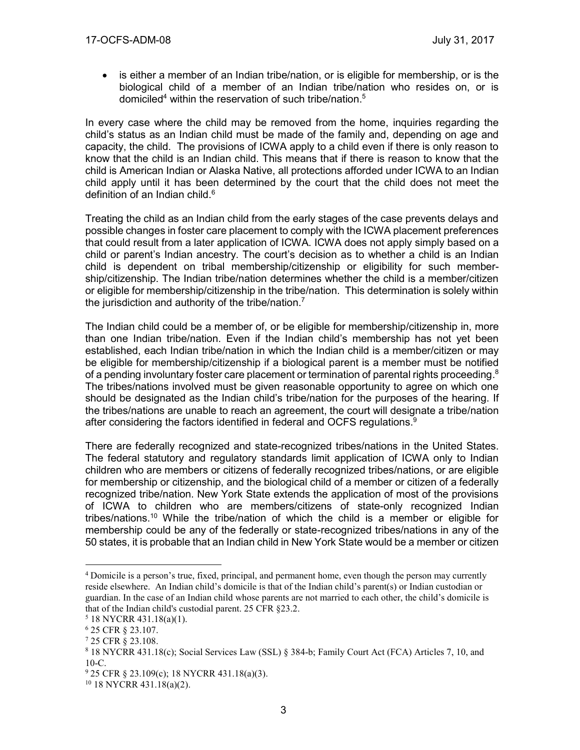- is either a member of an Indian tribe/nation, or is eligible for membership, or is the biological child of a member of an Indian tribe/nation who resides on, or is domiciled[4] within the reservation of such tribe/nation.[5]

In every case where the child may be removed from the home, inquiries regarding the child's status as an Indian child must be made of the family and, depending on age and capacity, the child. The provisions of ICWA apply to a child even if there is only reason to know that the child is an Indian child. This means that if there is reason to know that the child is American Indian or Alaska Native, all protections afforded under ICWA to an Indian child apply until it has been determined by the court that the child does not meet the definition of an Indian child.[6]

Treating the child as an Indian child from the early stages of the case prevents delays and possible changes in foster care placement to comply with the ICWA placement preferences that could result from a later application of ICWA. ICWA does not apply simply based on a child or parent's Indian ancestry. The court's decision as to whether a child is an Indian child is dependent on tribal membership/citizenship or eligibility for such membership/citizenship. The Indian tribe/nation determines whether the child is a member/citizen or eligible for membership/citizenship in the tribe/nation. This determination is solely within the jurisdiction and authority of the tribe/nation.[7]

The Indian child could be a member of, or be eligible for membership/citizenship in, more than one Indian tribe/nation. Even if the Indian child's membership has not yet been established, each Indian tribe/nation in which the Indian child is a member/citizen or may be eligible for membership/citizenship if a biological parent is a member must be notified of a pending involuntary foster care placement or termination of parental rights proceeding.[8] The tribes/nations involved must be given reasonable opportunity to agree on which one should be designated as the Indian child's tribe/nation for the purposes of the hearing. If the tribes/nations are unable to reach an agreement, the court will designate a tribe/nation after considering the factors identified in federal and OCFS regulations.[9]

There are federally recognized and state-recognized tribes/nations in the United States. The federal statutory and regulatory standards limit application of ICWA only to Indian children who are members or citizens of federally recognized tribes/nations, or are eligible for membership or citizenship, and the biological child of a member or citizen of a federally recognized tribe/nation. New York State extends the application of most of the provisions of ICWA to children who are members/citizens of state-only recognized Indian tribes/nations.[10] While the tribe/nation of which the child is a member or eligible for membership could be any of the federally or state-recognized tribes/nations in any of the 50 states, it is probable that an Indian child in New York State would be a member or citizen

---

[4] Domicile is a person's true, fixed, principal, and permanent home, even though the person may currently reside elsewhere. An Indian child's domicile is that of the Indian child's parent(s) or Indian custodian or guardian. In the case of an Indian child whose parents are not married to each other, the child's domicile is that of the Indian child's custodial parent. 25 CFR §23.2.

[5] 18 NYCRR 431.18(a)(1).

[6] 25 CFR § 23.107.

[7] 25 CFR § 23.108.

[8] 18 NYCRR 431.18(c); Social Services Law (SSL) § 384-b; Family Court Act (FCA) Articles 7, 10, and 10-C.

[9] 25 CFR § 23.109(c); 18 NYCRR 431.18(a)(3).

[10] 18 NYCRR 431.18(a)(2).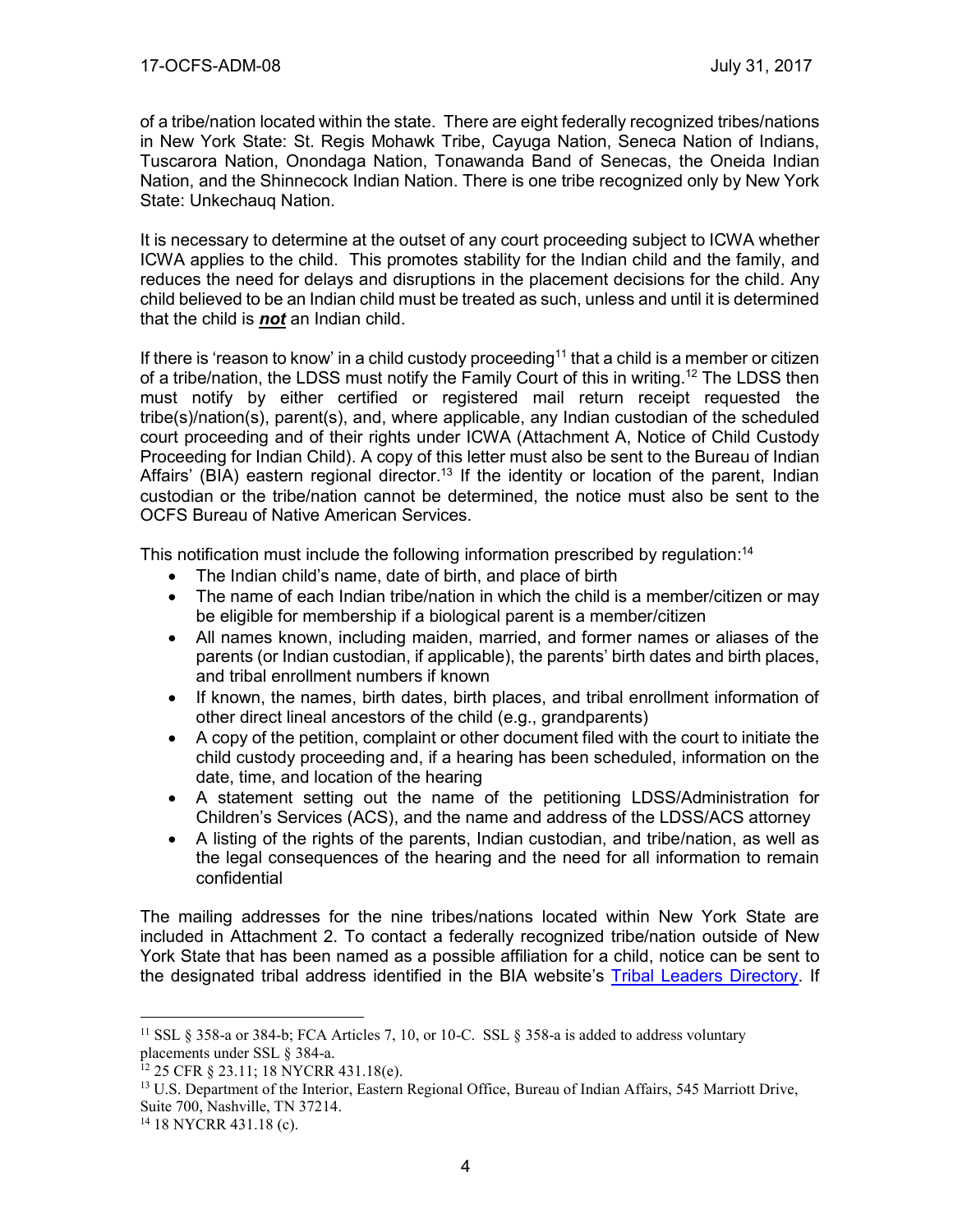of a tribe/nation located within the state. There are eight federally recognized tribes/nations in New York State: St. Regis Mohawk Tribe, Cayuga Nation, Seneca Nation of Indians, Tuscarora Nation, Onondaga Nation, Tonawanda Band of Senecas, the Oneida Indian Nation, and the Shinnecock Indian Nation. There is one tribe recognized only by New York State: Unkechauq Nation.

It is necessary to determine at the outset of any court proceeding subject to ICWA whether ICWA applies to the child. This promotes stability for the Indian child and the family, and reduces the need for delays and disruptions in the placement decisions for the child. Any child believed to be an Indian child must be treated as such, unless and until it is determined that the child is ***not*** an Indian child.

If there is 'reason to know' in a child custody proceeding[11] that a child is a member or citizen of a tribe/nation, the LDSS must notify the Family Court of this in writing.[12] The LDSS then must notify by either certified or registered mail return receipt requested the tribe(s)/nation(s), parent(s), and, where applicable, any Indian custodian of the scheduled court proceeding and of their rights under ICWA (Attachment A, Notice of Child Custody Proceeding for Indian Child). A copy of this letter must also be sent to the Bureau of Indian Affairs' (BIA) eastern regional director.[13] If the identity or location of the parent, Indian custodian or the tribe/nation cannot be determined, the notice must also be sent to the OCFS Bureau of Native American Services.

This notification must include the following information prescribed by regulation:[14]

- The Indian child's name, date of birth, and place of birth
- The name of each Indian tribe/nation in which the child is a member/citizen or may be eligible for membership if a biological parent is a member/citizen
- All names known, including maiden, married, and former names or aliases of the parents (or Indian custodian, if applicable), the parents' birth dates and birth places, and tribal enrollment numbers if known
- If known, the names, birth dates, birth places, and tribal enrollment information of other direct lineal ancestors of the child (e.g., grandparents)
- A copy of the petition, complaint or other document filed with the court to initiate the child custody proceeding and, if a hearing has been scheduled, information on the date, time, and location of the hearing
- A statement setting out the name of the petitioning LDSS/Administration for Children's Services (ACS), and the name and address of the LDSS/ACS attorney
- A listing of the rights of the parents, Indian custodian, and tribe/nation, as well as the legal consequences of the hearing and the need for all information to remain confidential

The mailing addresses for the nine tribes/nations located within New York State are included in Attachment 2. To contact a federally recognized tribe/nation outside of New York State that has been named as a possible affiliation for a child, notice can be sent to the designated tribal address identified in the BIA website's Tribal Leaders Directory. If

---

[11] SSL § 358-a or 384-b; FCA Articles 7, 10, or 10-C. SSL § 358-a is added to address voluntary placements under SSL § 384-a.

[12] 25 CFR § 23.11; 18 NYCRR 431.18(e).

[13] U.S. Department of the Interior, Eastern Regional Office, Bureau of Indian Affairs, 545 Marriott Drive, Suite 700, Nashville, TN 37214.

[14] 18 NYCRR 431.18 (c).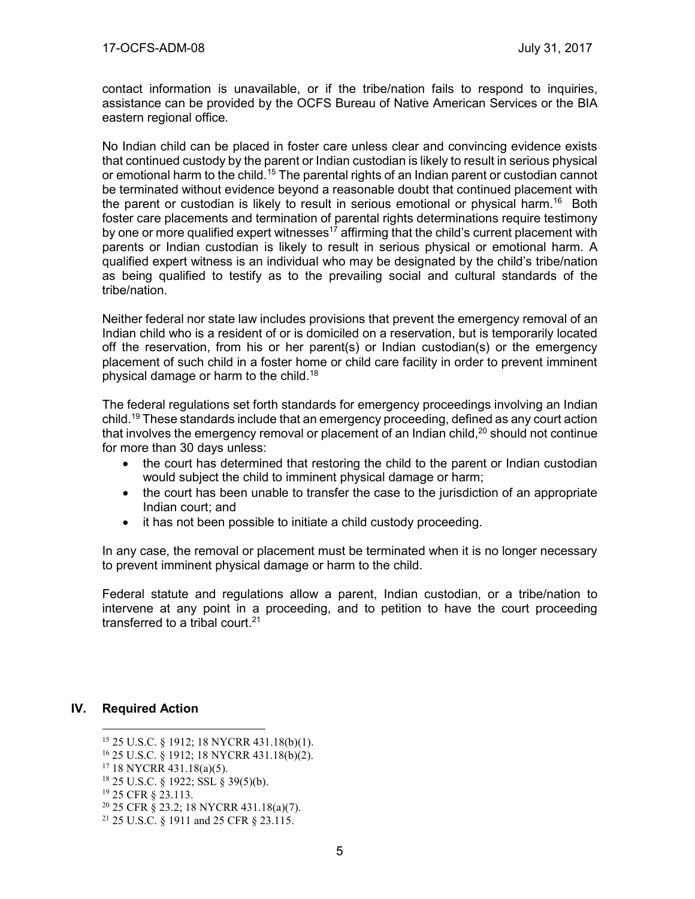contact information is unavailable, or if the tribe/nation fails to respond to inquiries, assistance can be provided by the OCFS Bureau of Native American Services or the BIA eastern regional office.

No Indian child can be placed in foster care unless clear and convincing evidence exists that continued custody by the parent or Indian custodian is likely to result in serious physical or emotional harm to the child.[15] The parental rights of an Indian parent or custodian cannot be terminated without evidence beyond a reasonable doubt that continued placement with the parent or custodian is likely to result in serious emotional or physical harm.[16] Both foster care placements and termination of parental rights determinations require testimony by one or more qualified expert witnesses[17] affirming that the child's current placement with parents or Indian custodian is likely to result in serious physical or emotional harm. A qualified expert witness is an individual who may be designated by the child's tribe/nation as being qualified to testify as to the prevailing social and cultural standards of the tribe/nation.

Neither federal nor state law includes provisions that prevent the emergency removal of an Indian child who is a resident of or is domiciled on a reservation, but is temporarily located off the reservation, from his or her parent(s) or Indian custodian(s) or the emergency placement of such child in a foster home or child care facility in order to prevent imminent physical damage or harm to the child.[18]

The federal regulations set forth standards for emergency proceedings involving an Indian child.[19] These standards include that an emergency proceeding, defined as any court action that involves the emergency removal or placement of an Indian child,[20] should not continue for more than 30 days unless:

- the court has determined that restoring the child to the parent or Indian custodian would subject the child to imminent physical damage or harm;
- the court has been unable to transfer the case to the jurisdiction of an appropriate Indian court; and
- it has not been possible to initiate a child custody proceeding.

In any case, the removal or placement must be terminated when it is no longer necessary to prevent imminent physical damage or harm to the child.

Federal statute and regulations allow a parent, Indian custodian, or a tribe/nation to intervene at any point in a proceeding, and to petition to have the court proceeding transferred to a tribal court.[21]

## IV. Required Action

---

[15] 25 U.S.C. § 1912; 18 NYCRR 431.18(b)(1).

[16] 25 U.S.C. § 1912; 18 NYCRR 431.18(b)(2).

[17] 18 NYCRR 431.18(a)(5).

[18] 25 U.S.C. § 1922; SSL § 39(5)(b).

[19] 25 CFR § 23.113.

[20] 25 CFR § 23.2; 18 NYCRR 431.18(a)(7).

[21] 25 U.S.C. § 1911 and 25 CFR § 23.115.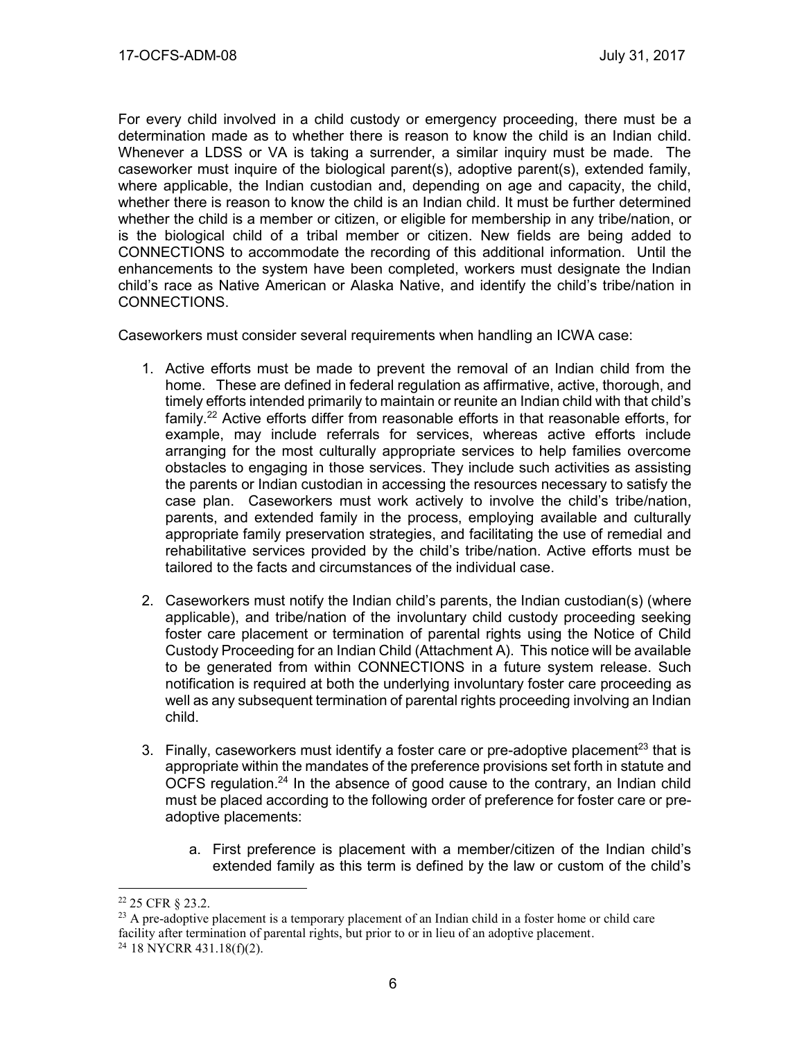For every child involved in a child custody or emergency proceeding, there must be a determination made as to whether there is reason to know the child is an Indian child. Whenever a LDSS or VA is taking a surrender, a similar inquiry must be made. The caseworker must inquire of the biological parent(s), adoptive parent(s), extended family, where applicable, the Indian custodian and, depending on age and capacity, the child, whether there is reason to know the child is an Indian child. It must be further determined whether the child is a member or citizen, or eligible for membership in any tribe/nation, or is the biological child of a tribal member or citizen. New fields are being added to CONNECTIONS to accommodate the recording of this additional information. Until the enhancements to the system have been completed, workers must designate the Indian child's race as Native American or Alaska Native, and identify the child's tribe/nation in CONNECTIONS.

Caseworkers must consider several requirements when handling an ICWA case:

1. Active efforts must be made to prevent the removal of an Indian child from the home. These are defined in federal regulation as affirmative, active, thorough, and timely efforts intended primarily to maintain or reunite an Indian child with that child's family.[22] Active efforts differ from reasonable efforts in that reasonable efforts, for example, may include referrals for services, whereas active efforts include arranging for the most culturally appropriate services to help families overcome obstacles to engaging in those services. They include such activities as assisting the parents or Indian custodian in accessing the resources necessary to satisfy the case plan. Caseworkers must work actively to involve the child's tribe/nation, parents, and extended family in the process, employing available and culturally appropriate family preservation strategies, and facilitating the use of remedial and rehabilitative services provided by the child's tribe/nation. Active efforts must be tailored to the facts and circumstances of the individual case.

2. Caseworkers must notify the Indian child's parents, the Indian custodian(s) (where applicable), and tribe/nation of the involuntary child custody proceeding seeking foster care placement or termination of parental rights using the Notice of Child Custody Proceeding for an Indian Child (Attachment A). This notice will be available to be generated from within CONNECTIONS in a future system release. Such notification is required at both the underlying involuntary foster care proceeding as well as any subsequent termination of parental rights proceeding involving an Indian child.

3. Finally, caseworkers must identify a foster care or pre-adoptive placement[23] that is appropriate within the mandates of the preference provisions set forth in statute and OCFS regulation.[24] In the absence of good cause to the contrary, an Indian child must be placed according to the following order of preference for foster care or pre-adoptive placements:

    a. First preference is placement with a member/citizen of the Indian child's extended family as this term is defined by the law or custom of the child's

---

[22] 25 CFR § 23.2.

[23] A pre-adoptive placement is a temporary placement of an Indian child in a foster home or child care facility after termination of parental rights, but prior to or in lieu of an adoptive placement.

[24] 18 NYCRR 431.18(f)(2).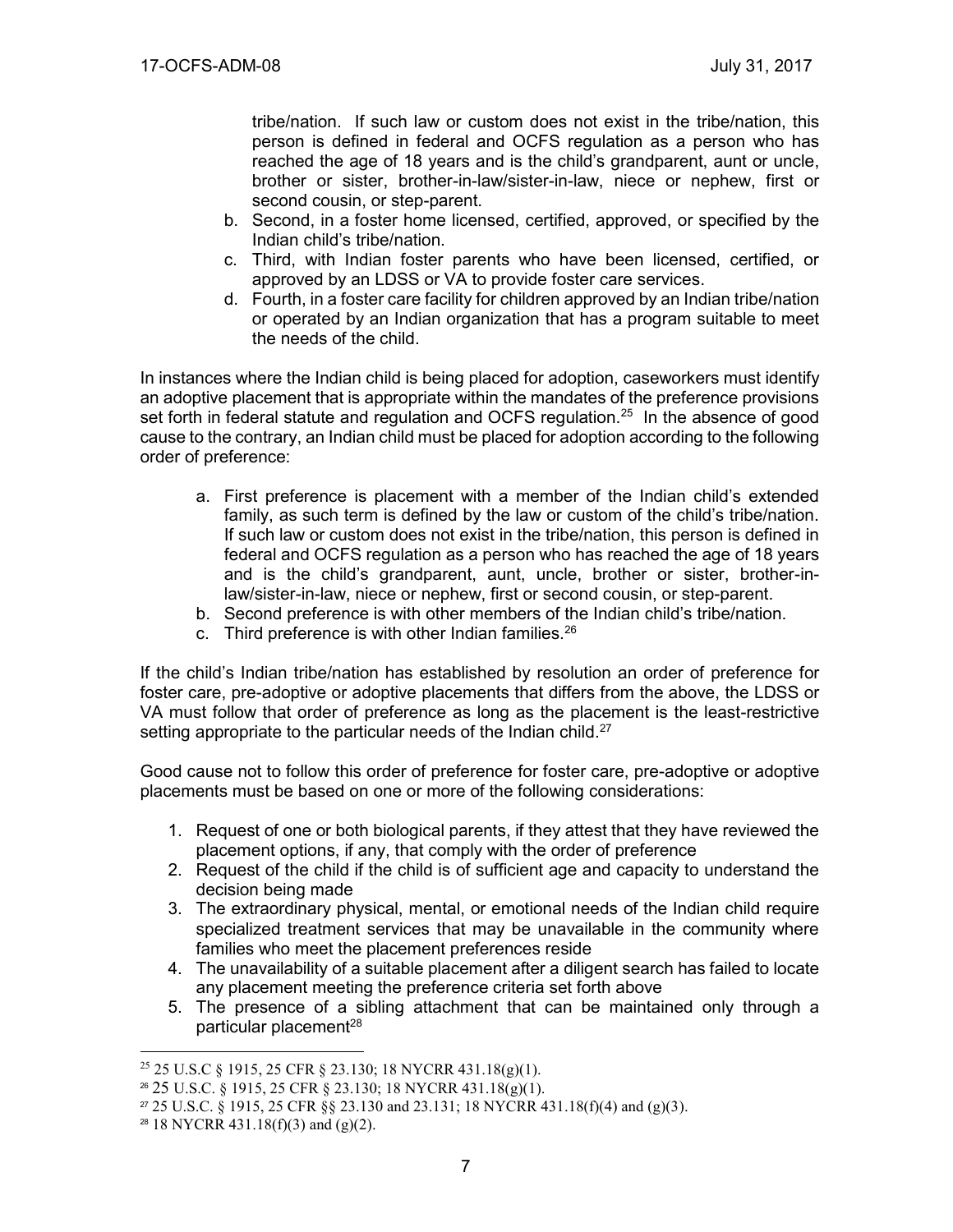tribe/nation. If such law or custom does not exist in the tribe/nation, this person is defined in federal and OCFS regulation as a person who has reached the age of 18 years and is the child's grandparent, aunt or uncle, brother or sister, brother-in-law/sister-in-law, niece or nephew, first or second cousin, or step-parent.

b. Second, in a foster home licensed, certified, approved, or specified by the Indian child's tribe/nation.
c. Third, with Indian foster parents who have been licensed, certified, or approved by an LDSS or VA to provide foster care services.
d. Fourth, in a foster care facility for children approved by an Indian tribe/nation or operated by an Indian organization that has a program suitable to meet the needs of the child.

In instances where the Indian child is being placed for adoption, caseworkers must identify an adoptive placement that is appropriate within the mandates of the preference provisions set forth in federal statute and regulation and OCFS regulation.[25] In the absence of good cause to the contrary, an Indian child must be placed for adoption according to the following order of preference:

a. First preference is placement with a member of the Indian child's extended family, as such term is defined by the law or custom of the child's tribe/nation. If such law or custom does not exist in the tribe/nation, this person is defined in federal and OCFS regulation as a person who has reached the age of 18 years and is the child's grandparent, aunt, uncle, brother or sister, brother-in-law/sister-in-law, niece or nephew, first or second cousin, or step-parent.
b. Second preference is with other members of the Indian child's tribe/nation.
c. Third preference is with other Indian families.[26]

If the child's Indian tribe/nation has established by resolution an order of preference for foster care, pre-adoptive or adoptive placements that differs from the above, the LDSS or VA must follow that order of preference as long as the placement is the least-restrictive setting appropriate to the particular needs of the Indian child.[27]

Good cause not to follow this order of preference for foster care, pre-adoptive or adoptive placements must be based on one or more of the following considerations:

1. Request of one or both biological parents, if they attest that they have reviewed the placement options, if any, that comply with the order of preference
2. Request of the child if the child is of sufficient age and capacity to understand the decision being made
3. The extraordinary physical, mental, or emotional needs of the Indian child require specialized treatment services that may be unavailable in the community where families who meet the placement preferences reside
4. The unavailability of a suitable placement after a diligent search has failed to locate any placement meeting the preference criteria set forth above
5. The presence of a sibling attachment that can be maintained only through a particular placement[28]

---

[25] 25 U.S.C § 1915, 25 CFR § 23.130; 18 NYCRR 431.18(g)(1).

[26] 25 U.S.C. § 1915, 25 CFR § 23.130; 18 NYCRR 431.18(g)(1).

[27] 25 U.S.C. § 1915, 25 CFR §§ 23.130 and 23.131; 18 NYCRR 431.18(f)(4) and (g)(3).

[28] 18 NYCRR 431.18(f)(3) and (g)(2).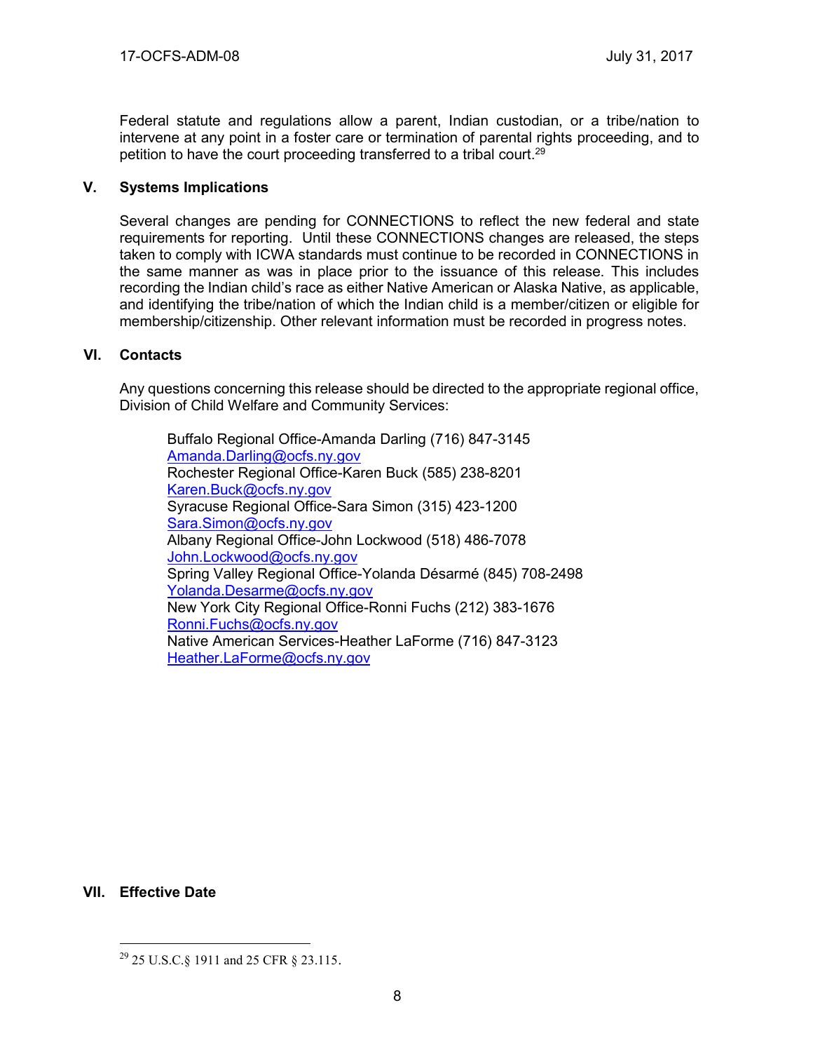Federal statute and regulations allow a parent, Indian custodian, or a tribe/nation to intervene at any point in a foster care or termination of parental rights proceeding, and to petition to have the court proceeding transferred to a tribal court.[29]

## V. Systems Implications

Several changes are pending for CONNECTIONS to reflect the new federal and state requirements for reporting. Until these CONNECTIONS changes are released, the steps taken to comply with ICWA standards must continue to be recorded in CONNECTIONS in the same manner as was in place prior to the issuance of this release. This includes recording the Indian child's race as either Native American or Alaska Native, as applicable, and identifying the tribe/nation of which the Indian child is a member/citizen or eligible for membership/citizenship. Other relevant information must be recorded in progress notes.

## VI. Contacts

Any questions concerning this release should be directed to the appropriate regional office, Division of Child Welfare and Community Services:

Buffalo Regional Office-Amanda Darling (716) 847-3145
Amanda.Darling@ocfs.ny.gov
Rochester Regional Office-Karen Buck (585) 238-8201
Karen.Buck@ocfs.ny.gov
Syracuse Regional Office-Sara Simon (315) 423-1200
Sara.Simon@ocfs.ny.gov
Albany Regional Office-John Lockwood (518) 486-7078
John.Lockwood@ocfs.ny.gov
Spring Valley Regional Office-Yolanda Désarmé (845) 708-2498
Yolanda.Desarme@ocfs.ny.gov
New York City Regional Office-Ronni Fuchs (212) 383-1676
Ronni.Fuchs@ocfs.ny.gov
Native American Services-Heather LaForme (716) 847-3123
Heather.LaForme@ocfs.ny.gov

## VII. Effective Date

[29] 25 U.S.C.§ 1911 and 25 CFR § 23.115.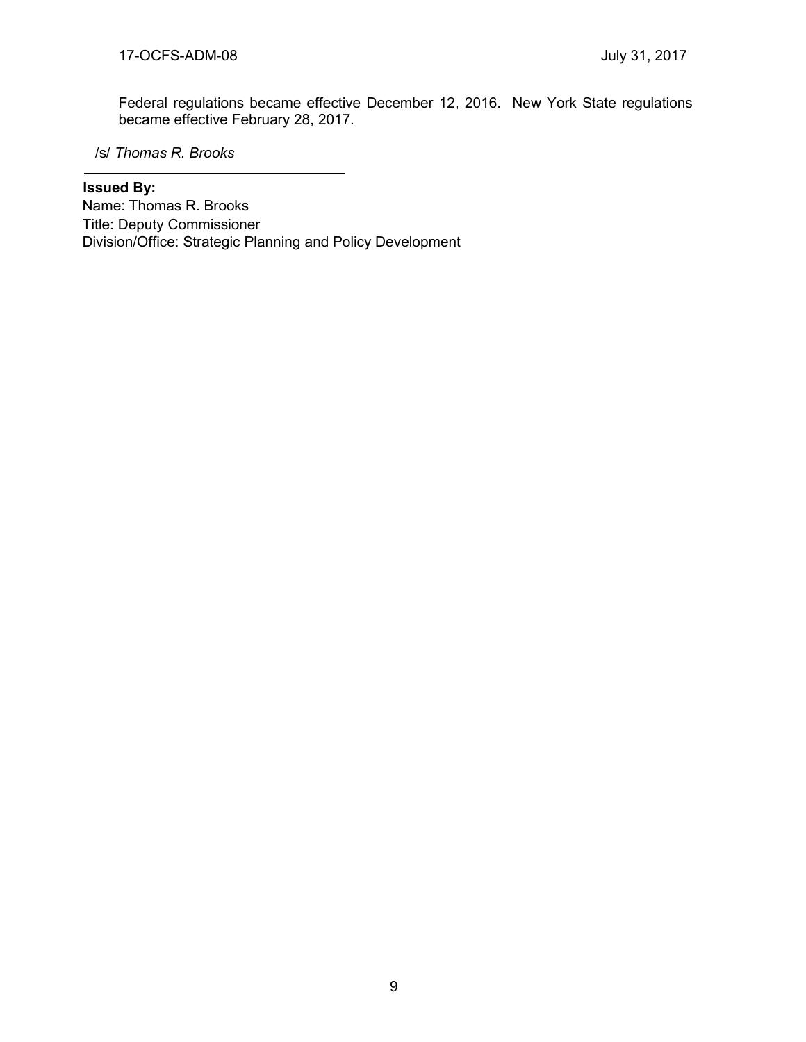Federal regulations became effective December 12, 2016. New York State regulations became effective February 28, 2017.

/s/ *Thomas R. Brooks*

---

**Issued By:**
Name: Thomas R. Brooks
Title: Deputy Commissioner
Division/Office: Strategic Planning and Policy Development